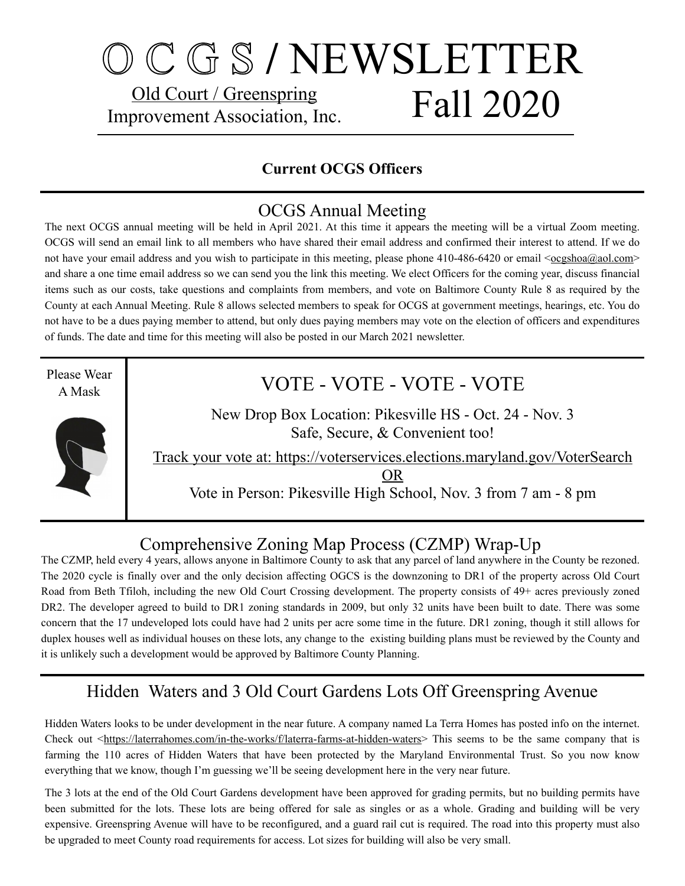# O C G S / NEWSLETTER

Old Court / Greenspring
Improvement Association, Inc.

Fall 2020

**Current OCGS Officers**

## OCGS Annual Meeting

The next OCGS annual meeting will be held in April 2021. At this time it appears the meeting will be a virtual Zoom meeting. OCGS will send an email link to all members who have shared their email address and confirmed their interest to attend. If we do not have your email address and you wish to participate in this meeting, please phone 410-486-6420 or email <ocgshoa@aol.com> and share a one time email address so we can send you the link this meeting. We elect Officers for the coming year, discuss financial items such as our costs, take questions and complaints from members, and vote on Baltimore County Rule 8 as required by the County at each Annual Meeting. Rule 8 allows selected members to speak for OCGS at government meetings, hearings, etc. You do not have to be a dues paying member to attend, but only dues paying members may vote on the election of officers and expenditures of funds. The date and time for this meeting will also be posted in our March 2021 newsletter.

Please Wear A Mask

## VOTE - VOTE - VOTE - VOTE

New Drop Box Location: Pikesville HS - Oct. 24 - Nov. 3
Safe, Secure, & Convenient too!

Track your vote at: https://voterservices.elections.maryland.gov/VoterSearch

OR

Vote in Person: Pikesville High School, Nov. 3 from 7 am - 8 pm

## Comprehensive Zoning Map Process (CZMP) Wrap-Up

The CZMP, held every 4 years, allows anyone in Baltimore County to ask that any parcel of land anywhere in the County be rezoned. The 2020 cycle is finally over and the only decision affecting OGCS is the downzoning to DR1 of the property across Old Court Road from Beth Tfiloh, including the new Old Court Crossing development. The property consists of 49+ acres previously zoned DR2. The developer agreed to build to DR1 zoning standards in 2009, but only 32 units have been built to date. There was some concern that the 17 undeveloped lots could have had 2 units per acre some time in the future. DR1 zoning, though it still allows for duplex houses well as individual houses on these lots, any change to the existing building plans must be reviewed by the County and it is unlikely such a development would be approved by Baltimore County Planning.

## Hidden Waters and 3 Old Court Gardens Lots Off Greenspring Avenue

Hidden Waters looks to be under development in the near future. A company named La Terra Homes has posted info on the internet. Check out <https://laterrahomes.com/in-the-works/f/laterra-farms-at-hidden-waters> This seems to be the same company that is farming the 110 acres of Hidden Waters that have been protected by the Maryland Environmental Trust. So you now know everything that we know, though I'm guessing we'll be seeing development here in the very near future.

The 3 lots at the end of the Old Court Gardens development have been approved for grading permits, but no building permits have been submitted for the lots. These lots are being offered for sale as singles or as a whole. Grading and building will be very expensive. Greenspring Avenue will have to be reconfigured, and a guard rail cut is required. The road into this property must also be upgraded to meet County road requirements for access. Lot sizes for building will also be very small.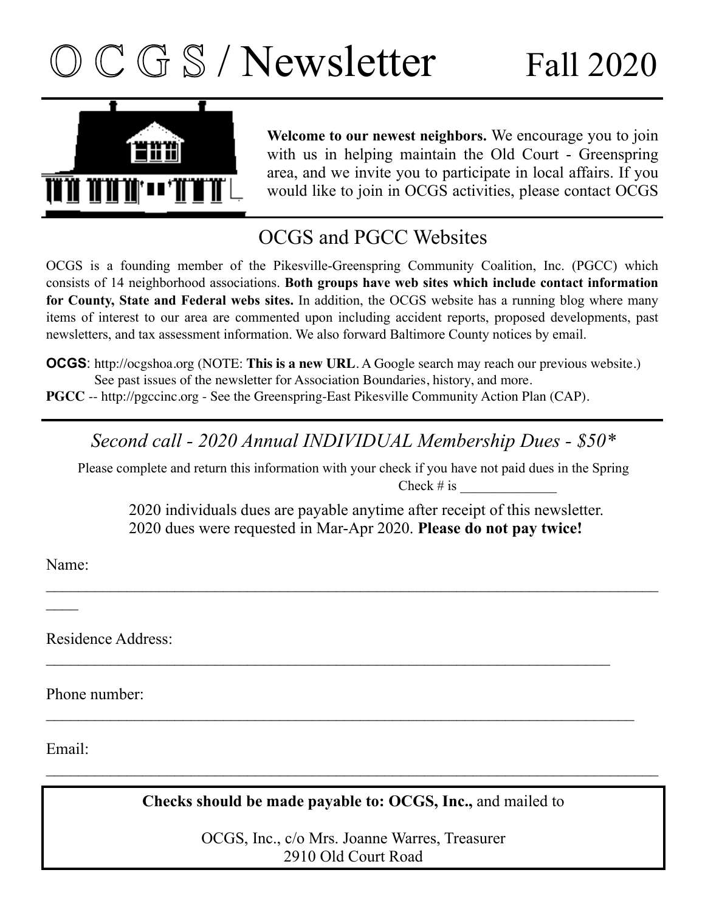# OCGS / Newsletter Fall 2020

**Welcome to our newest neighbors.** We encourage you to join with us in helping maintain the Old Court - Greenspring area, and we invite you to participate in local affairs. If you would like to join in OCGS activities, please contact OCGS

## OCGS and PGCC Websites

OCGS is a founding member of the Pikesville-Greenspring Community Coalition, Inc. (PGCC) which consists of 14 neighborhood associations. **Both groups have web sites which include contact information for County, State and Federal webs sites.** In addition, the OCGS website has a running blog where many items of interest to our area are commented upon including accident reports, proposed developments, past newsletters, and tax assessment information. We also forward Baltimore County notices by email.

**OCGS**: http://ocgshoa.org (NOTE: **This is a new URL**. A Google search may reach our previous website.)
See past issues of the newsletter for Association Boundaries, history, and more.
**PGCC** -- http://pgccinc.org - See the Greenspring-East Pikesville Community Action Plan (CAP).

## *Second call - 2020 Annual INDIVIDUAL Membership Dues - $50**

Please complete and return this information with your check if you have not paid dues in the Spring
Check # is ______________

2020 individuals dues are payable anytime after receipt of this newsletter.
2020 dues were requested in Mar-Apr 2020. **Please do not pay twice!**

Name: ________________________________________________________________________________

Residence Address: ___________________________________________________________________________

Phone number: ________________________________________________________________________________

Email: ________________________________________________________________________________

**Checks should be made payable to: OCGS, Inc.,** and mailed to

OCGS, Inc., c/o Mrs. Joanne Warres, Treasurer
2910 Old Court Road